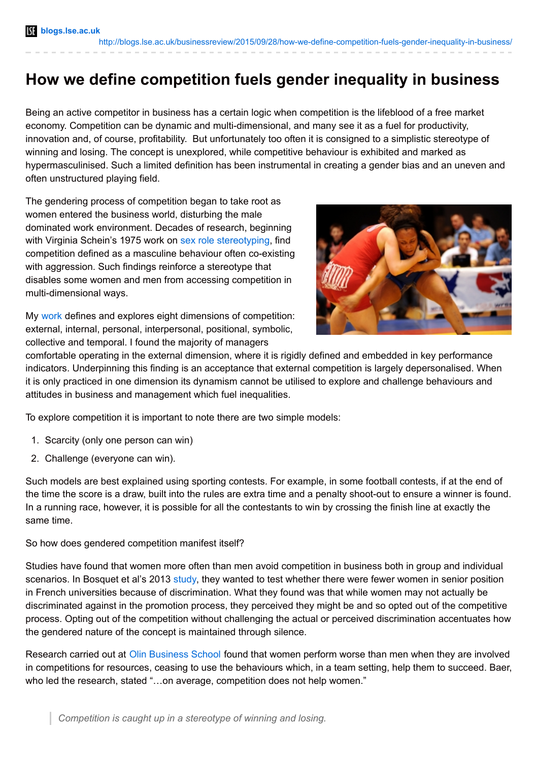# How we define competition fuels gender inequality in business

Being an active competitor in business has a certain logic when competition is the lifeblood of a free market economy. Competition can be dynamic and multi-dimensional, and many see it as a fuel for productivity, innovation and, of course, profitability. But unfortunately too often it is consigned to a simplistic stereotype of winning and losing. The concept is unexplored, while competitive behaviour is exhibited and marked as hypermasculinised. Such a limited definition has been instrumental in creating a gender bias and an uneven and often unstructured playing field.

The gendering process of competition began to take root as women entered the business world, disturbing the male dominated work environment. Decades of research, beginning with Virginia Schein's 1975 work on sex role stereotyping, find competition defined as a masculine behaviour often co-existing with aggression. Such findings reinforce a stereotype that disables some women and men from accessing competition in multi-dimensional ways.

My work defines and explores eight dimensions of competition: external, internal, personal, interpersonal, positional, symbolic, collective and temporal. I found the majority of managers comfortable operating in the external dimension, where it is rigidly defined and embedded in key performance indicators. Underpinning this finding is an acceptance that external competition is largely depersonalised. When it is only practiced in one dimension its dynamism cannot be utilised to explore and challenge behaviours and attitudes in business and management which fuel inequalities.

To explore competition it is important to note there are two simple models:

1. Scarcity (only one person can win)
2. Challenge (everyone can win).

Such models are best explained using sporting contests. For example, in some football contests, if at the end of the time the score is a draw, built into the rules are extra time and a penalty shoot-out to ensure a winner is found. In a running race, however, it is possible for all the contestants to win by crossing the finish line at exactly the same time.

So how does gendered competition manifest itself?

Studies have found that women more often than men avoid competition in business both in group and individual scenarios. In Bosquet et al's 2013 study, they wanted to test whether there were fewer women in senior position in French universities because of discrimination. What they found was that while women may not actually be discriminated against in the promotion process, they perceived they might be and so opted out of the competitive process. Opting out of the competition without challenging the actual or perceived discrimination accentuates how the gendered nature of the concept is maintained through silence.

Research carried out at Olin Business School found that women perform worse than men when they are involved in competitions for resources, ceasing to use the behaviours which, in a team setting, help them to succeed. Baer, who led the research, stated "…on average, competition does not help women."

> *Competition is caught up in a stereotype of winning and losing.*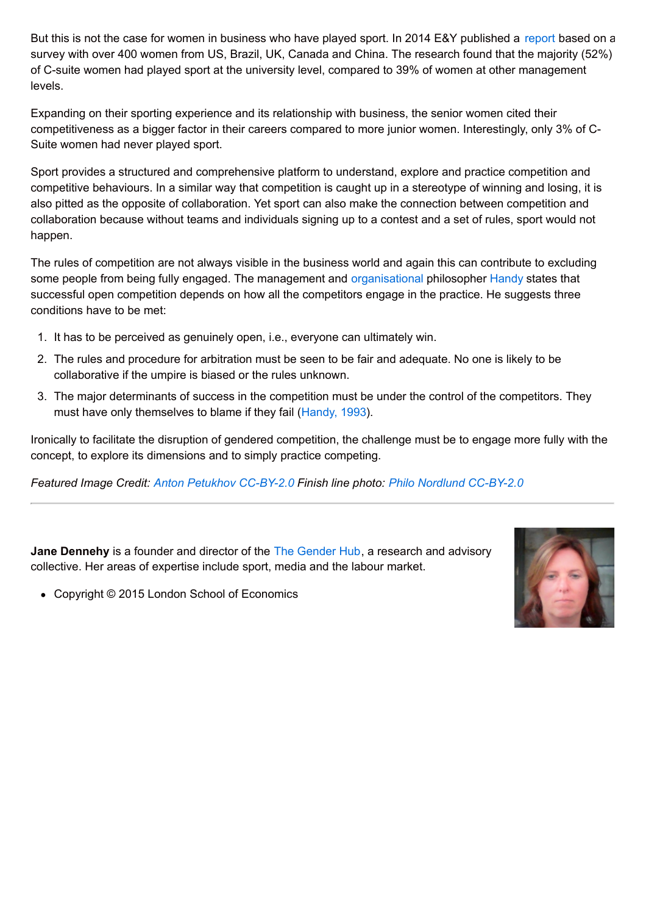But this is not the case for women in business who have played sport. In 2014 E&Y published a report based on a survey with over 400 women from US, Brazil, UK, Canada and China. The research found that the majority (52%) of C-suite women had played sport at the university level, compared to 39% of women at other management levels.

Expanding on their sporting experience and its relationship with business, the senior women cited their competitiveness as a bigger factor in their careers compared to more junior women. Interestingly, only 3% of C-Suite women had never played sport.

Sport provides a structured and comprehensive platform to understand, explore and practice competition and competitive behaviours. In a similar way that competition is caught up in a stereotype of winning and losing, it is also pitted as the opposite of collaboration. Yet sport can also make the connection between competition and collaboration because without teams and individuals signing up to a contest and a set of rules, sport would not happen.

The rules of competition are not always visible in the business world and again this can contribute to excluding some people from being fully engaged. The management and organisational philosopher Handy states that successful open competition depends on how all the competitors engage in the practice. He suggests three conditions have to be met:

1. It has to be perceived as genuinely open, i.e., everyone can ultimately win.
2. The rules and procedure for arbitration must be seen to be fair and adequate. No one is likely to be collaborative if the umpire is biased or the rules unknown.
3. The major determinants of success in the competition must be under the control of the competitors. They must have only themselves to blame if they fail (Handy, 1993).

Ironically to facilitate the disruption of gendered competition, the challenge must be to engage more fully with the concept, to explore its dimensions and to simply practice competing.

*Featured Image Credit: Anton Petukhov CC-BY-2.0* *Finish line photo: Philo Nordlund CC-BY-2.0*

---

**Jane Dennehy** is a founder and director of the The Gender Hub, a research and advisory collective. Her areas of expertise include sport, media and the labour market.

- Copyright © 2015 London School of Economics